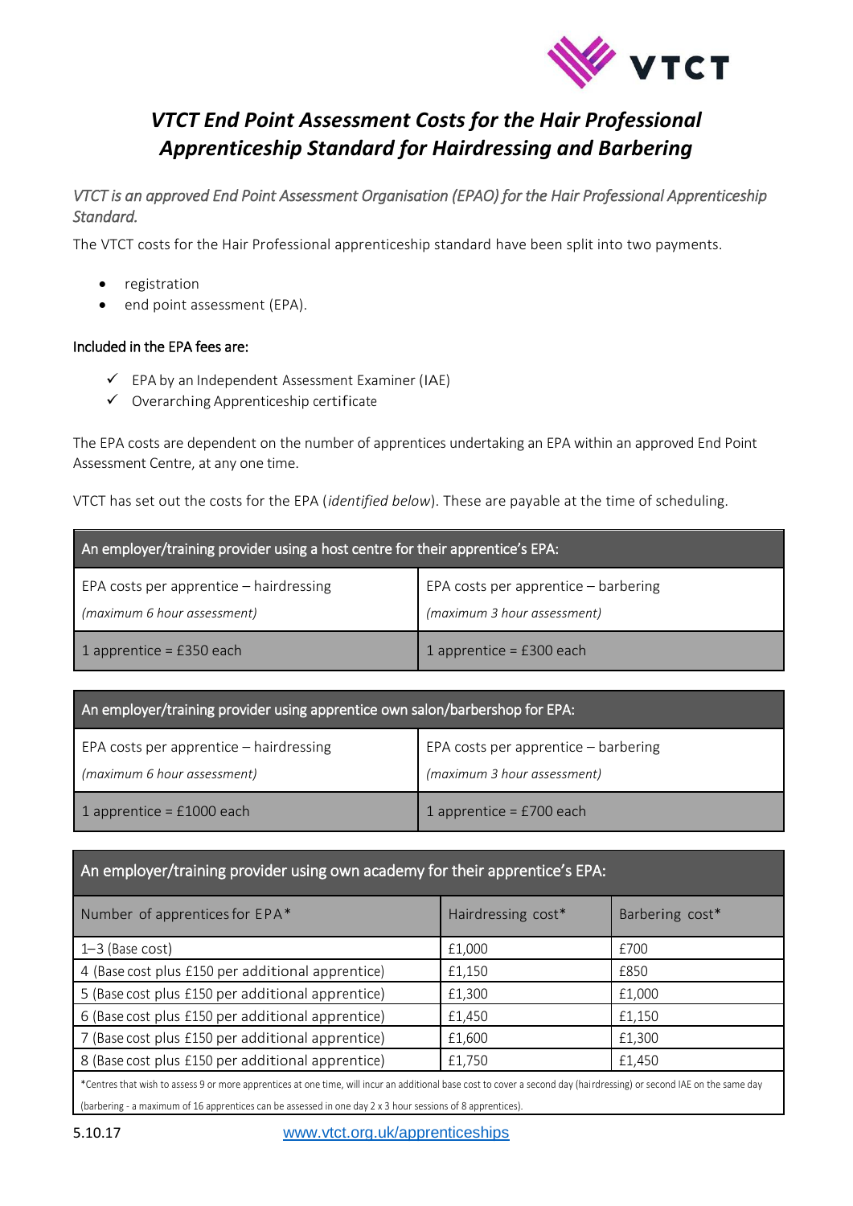# VTCT End Point Assessment Costs for the Hair Professional Apprenticeship Standard for Hairdressing and Barbering

*VTCT is an approved End Point Assessment Organisation (EPAO) for the Hair Professional Apprenticeship Standard.*

The VTCT costs for the Hair Professional apprenticeship standard have been split into two payments.

- registration
- end point assessment (EPA).

Included in the EPA fees are:

- ✓ EPA by an Independent Assessment Examiner (IAE)
- ✓ Overarching Apprenticeship certificate

The EPA costs are dependent on the number of apprentices undertaking an EPA within an approved End Point Assessment Centre, at any one time.

VTCT has set out the costs for the EPA (*identified below*). These are payable at the time of scheduling.

| An employer/training provider using a host centre for their apprentice's EPA: | |
|---|---|
| EPA costs per apprentice – hairdressing *(maximum 6 hour assessment)* | EPA costs per apprentice – barbering *(maximum 3 hour assessment)* |
| 1 apprentice = £350 each | 1 apprentice = £300 each |

| An employer/training provider using apprentice own salon/barbershop for EPA: | |
|---|---|
| EPA costs per apprentice – hairdressing *(maximum 6 hour assessment)* | EPA costs per apprentice – barbering *(maximum 3 hour assessment)* |
| 1 apprentice = £1000 each | 1 apprentice = £700 each |

| An employer/training provider using own academy for their apprentice's EPA: | | |
|---|---|---|
| Number of apprentices for EPA* | Hairdressing cost* | Barbering cost* |
| 1–3 (Base cost) | £1,000 | £700 |
| 4 (Base cost plus £150 per additional apprentice) | £1,150 | £850 |
| 5 (Base cost plus £150 per additional apprentice) | £1,300 | £1,000 |
| 6 (Base cost plus £150 per additional apprentice) | £1,450 | £1,150 |
| 7 (Base cost plus £150 per additional apprentice) | £1,600 | £1,300 |
| 8 (Base cost plus £150 per additional apprentice) | £1,750 | £1,450 |

*Centres that wish to assess 9 or more apprentices at one time, will incur an additional base cost to cover a second day (hairdressing) or second IAE on the same day (barbering - a maximum of 16 apprentices can be assessed in one day 2 x 3 hour sessions of 8 apprentices).

5.10.17 www.vtct.org.uk/apprenticeships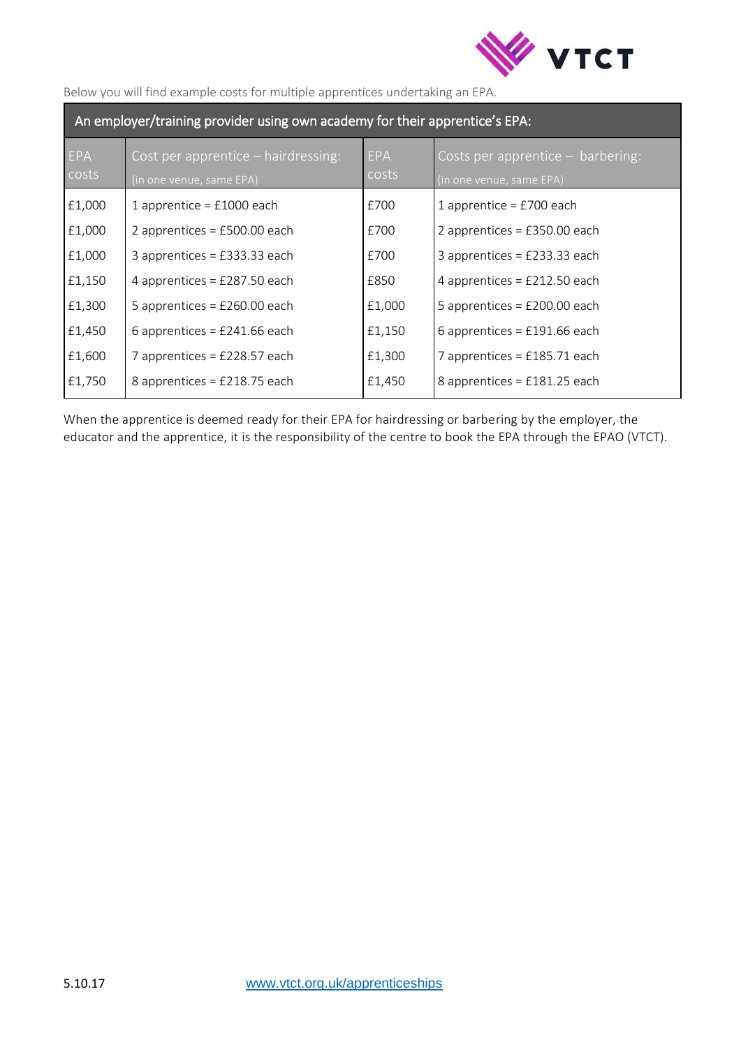Below you will find example costs for multiple apprentices undertaking an EPA.

| An employer/training provider using own academy for their apprentice's EPA: | | | |
|---|---|---|---|
| EPA costs | Cost per apprentice – hairdressing: (in one venue, same EPA) | EPA costs | Costs per apprentice – barbering: (in one venue, same EPA) |
| £1,000 | 1 apprentice = £1000 each | £700 | 1 apprentice = £700 each |
| £1,000 | 2 apprentices = £500.00 each | £700 | 2 apprentices = £350.00 each |
| £1,000 | 3 apprentices = £333.33 each | £700 | 3 apprentices = £233.33 each |
| £1,150 | 4 apprentices = £287.50 each | £850 | 4 apprentices = £212.50 each |
| £1,300 | 5 apprentices = £260.00 each | £1,000 | 5 apprentices = £200.00 each |
| £1,450 | 6 apprentices = £241.66 each | £1,150 | 6 apprentices = £191.66 each |
| £1,600 | 7 apprentices = £228.57 each | £1,300 | 7 apprentices = £185.71 each |
| £1,750 | 8 apprentices = £218.75 each | £1,450 | 8 apprentices = £181.25 each |

When the apprentice is deemed ready for their EPA for hairdressing or barbering by the employer, the educator and the apprentice, it is the responsibility of the centre to book the EPA through the EPAO (VTCT).

5.10.17 www.vtct.org.uk/apprenticeships